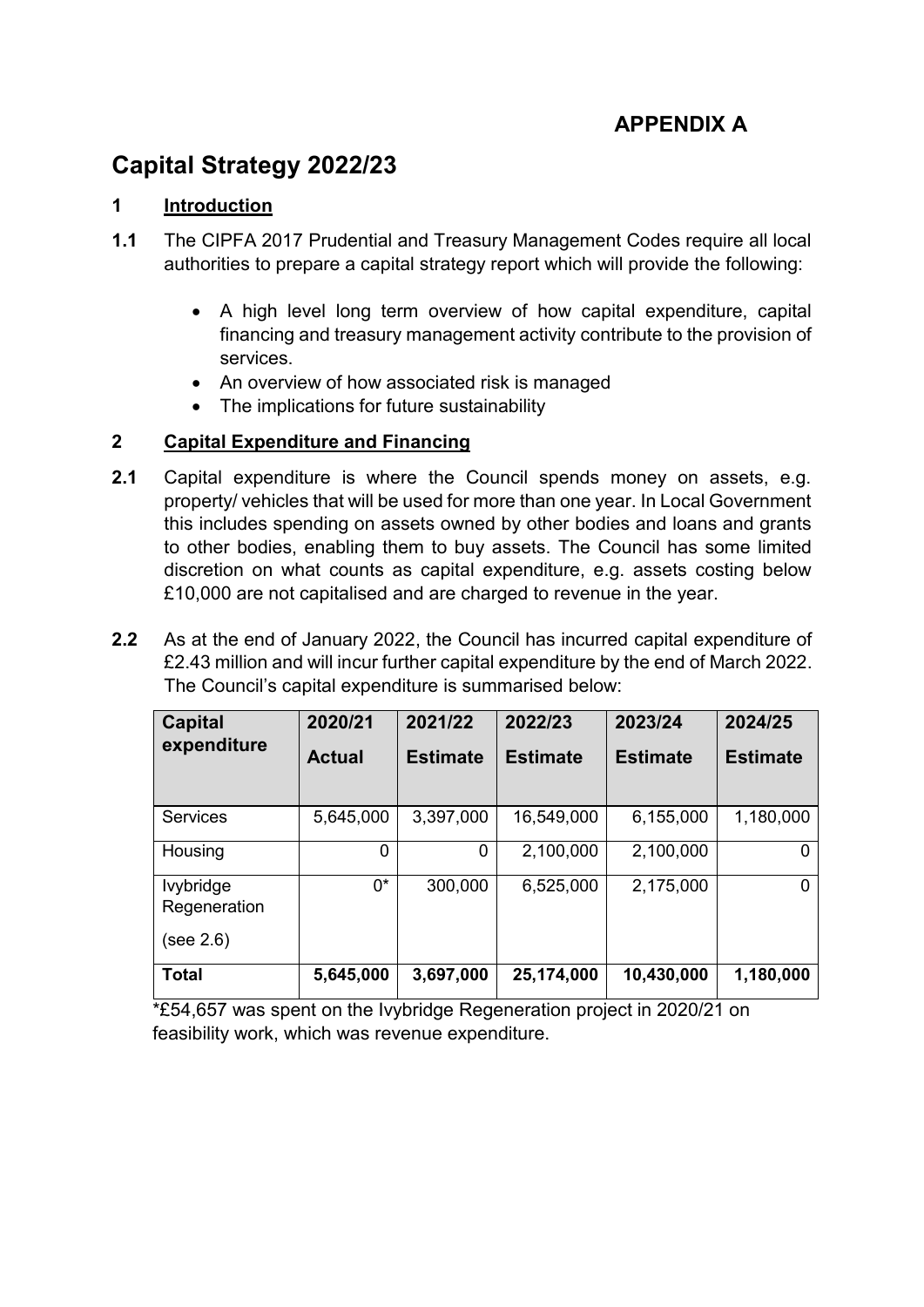**APPENDIX A**

# Capital Strategy 2022/23

## 1 Introduction

**1.1** The CIPFA 2017 Prudential and Treasury Management Codes require all local authorities to prepare a capital strategy report which will provide the following:

- A high level long term overview of how capital expenditure, capital financing and treasury management activity contribute to the provision of services.
- An overview of how associated risk is managed
- The implications for future sustainability

## 2 Capital Expenditure and Financing

**2.1** Capital expenditure is where the Council spends money on assets, e.g. property/ vehicles that will be used for more than one year. In Local Government this includes spending on assets owned by other bodies and loans and grants to other bodies, enabling them to buy assets. The Council has some limited discretion on what counts as capital expenditure, e.g. assets costing below £10,000 are not capitalised and are charged to revenue in the year.

**2.2** As at the end of January 2022, the Council has incurred capital expenditure of £2.43 million and will incur further capital expenditure by the end of March 2022. The Council's capital expenditure is summarised below:

| Capital expenditure | 2020/21 Actual | 2021/22 Estimate | 2022/23 Estimate | 2023/24 Estimate | 2024/25 Estimate |
|---|---|---|---|---|---|
| Services | 5,645,000 | 3,397,000 | 16,549,000 | 6,155,000 | 1,180,000 |
| Housing | 0 | 0 | 2,100,000 | 2,100,000 | 0 |
| Ivybridge Regeneration (see 2.6) | 0* | 300,000 | 6,525,000 | 2,175,000 | 0 |
| **Total** | **5,645,000** | **3,697,000** | **25,174,000** | **10,430,000** | **1,180,000** |

*£54,657 was spent on the Ivybridge Regeneration project in 2020/21 on feasibility work, which was revenue expenditure.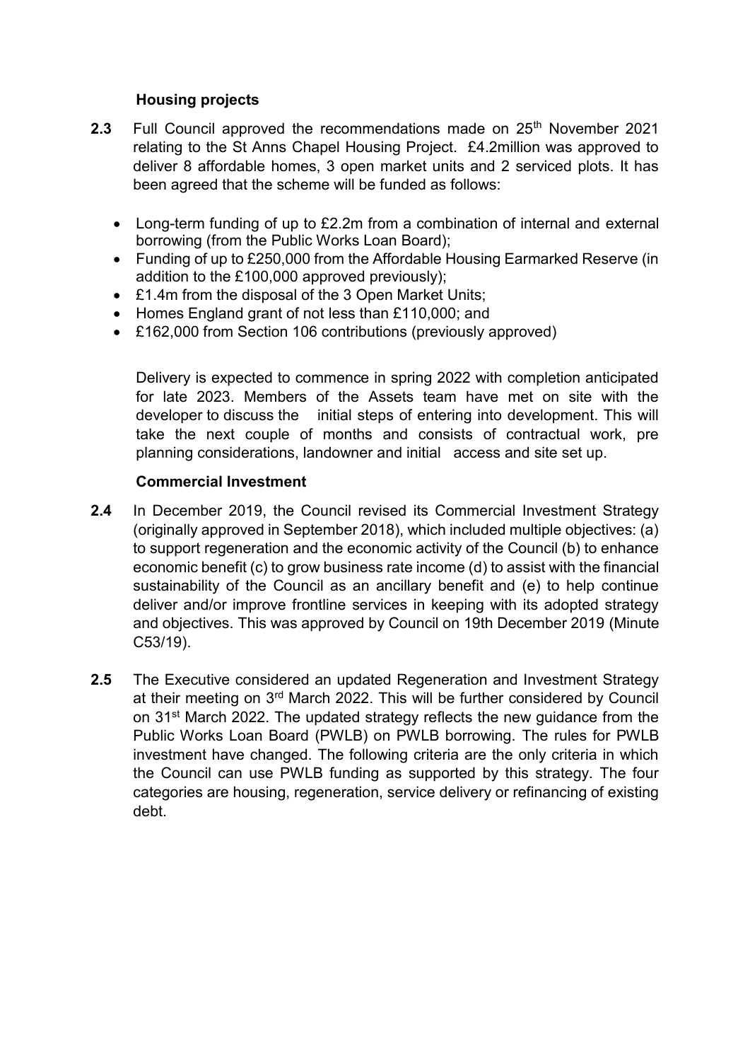### Housing projects

**2.3** Full Council approved the recommendations made on 25th November 2021 relating to the St Anns Chapel Housing Project. £4.2million was approved to deliver 8 affordable homes, 3 open market units and 2 serviced plots. It has been agreed that the scheme will be funded as follows:

- Long-term funding of up to £2.2m from a combination of internal and external borrowing (from the Public Works Loan Board);
- Funding of up to £250,000 from the Affordable Housing Earmarked Reserve (in addition to the £100,000 approved previously);
- £1.4m from the disposal of the 3 Open Market Units;
- Homes England grant of not less than £110,000; and
- £162,000 from Section 106 contributions (previously approved)

Delivery is expected to commence in spring 2022 with completion anticipated for late 2023. Members of the Assets team have met on site with the developer to discuss the initial steps of entering into development. This will take the next couple of months and consists of contractual work, pre planning considerations, landowner and initial access and site set up.

### Commercial Investment

**2.4** In December 2019, the Council revised its Commercial Investment Strategy (originally approved in September 2018), which included multiple objectives: (a) to support regeneration and the economic activity of the Council (b) to enhance economic benefit (c) to grow business rate income (d) to assist with the financial sustainability of the Council as an ancillary benefit and (e) to help continue deliver and/or improve frontline services in keeping with its adopted strategy and objectives. This was approved by Council on 19th December 2019 (Minute C53/19).

**2.5** The Executive considered an updated Regeneration and Investment Strategy at their meeting on 3rd March 2022. This will be further considered by Council on 31st March 2022. The updated strategy reflects the new guidance from the Public Works Loan Board (PWLB) on PWLB borrowing. The rules for PWLB investment have changed. The following criteria are the only criteria in which the Council can use PWLB funding as supported by this strategy. The four categories are housing, regeneration, service delivery or refinancing of existing debt.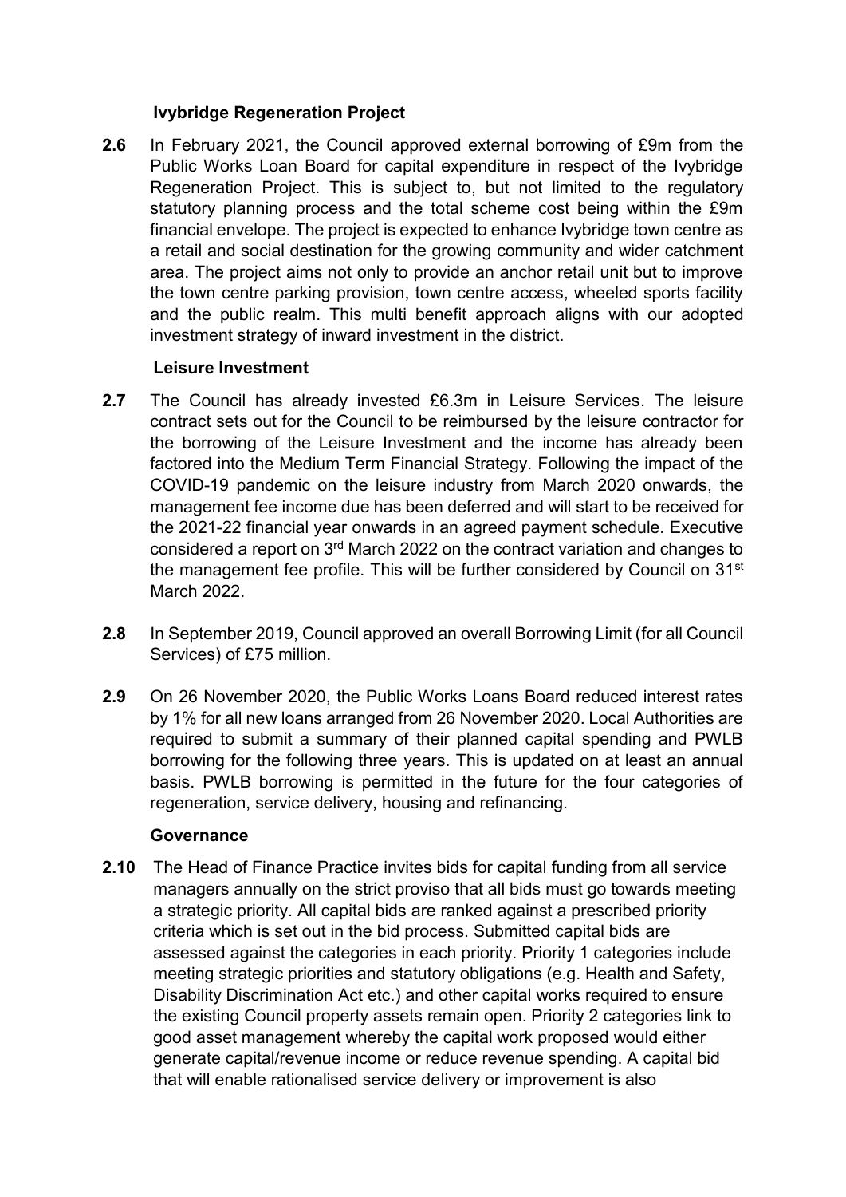### Ivybridge Regeneration Project

**2.6** In February 2021, the Council approved external borrowing of £9m from the Public Works Loan Board for capital expenditure in respect of the Ivybridge Regeneration Project. This is subject to, but not limited to the regulatory statutory planning process and the total scheme cost being within the £9m financial envelope. The project is expected to enhance Ivybridge town centre as a retail and social destination for the growing community and wider catchment area. The project aims not only to provide an anchor retail unit but to improve the town centre parking provision, town centre access, wheeled sports facility and the public realm. This multi benefit approach aligns with our adopted investment strategy of inward investment in the district.

### Leisure Investment

**2.7** The Council has already invested £6.3m in Leisure Services. The leisure contract sets out for the Council to be reimbursed by the leisure contractor for the borrowing of the Leisure Investment and the income has already been factored into the Medium Term Financial Strategy. Following the impact of the COVID-19 pandemic on the leisure industry from March 2020 onwards, the management fee income due has been deferred and will start to be received for the 2021-22 financial year onwards in an agreed payment schedule. Executive considered a report on 3rd March 2022 on the contract variation and changes to the management fee profile. This will be further considered by Council on 31st March 2022.

**2.8** In September 2019, Council approved an overall Borrowing Limit (for all Council Services) of £75 million.

**2.9** On 26 November 2020, the Public Works Loans Board reduced interest rates by 1% for all new loans arranged from 26 November 2020. Local Authorities are required to submit a summary of their planned capital spending and PWLB borrowing for the following three years. This is updated on at least an annual basis. PWLB borrowing is permitted in the future for the four categories of regeneration, service delivery, housing and refinancing.

### Governance

**2.10** The Head of Finance Practice invites bids for capital funding from all service managers annually on the strict proviso that all bids must go towards meeting a strategic priority. All capital bids are ranked against a prescribed priority criteria which is set out in the bid process. Submitted capital bids are assessed against the categories in each priority. Priority 1 categories include meeting strategic priorities and statutory obligations (e.g. Health and Safety, Disability Discrimination Act etc.) and other capital works required to ensure the existing Council property assets remain open. Priority 2 categories link to good asset management whereby the capital work proposed would either generate capital/revenue income or reduce revenue spending. A capital bid that will enable rationalised service delivery or improvement is also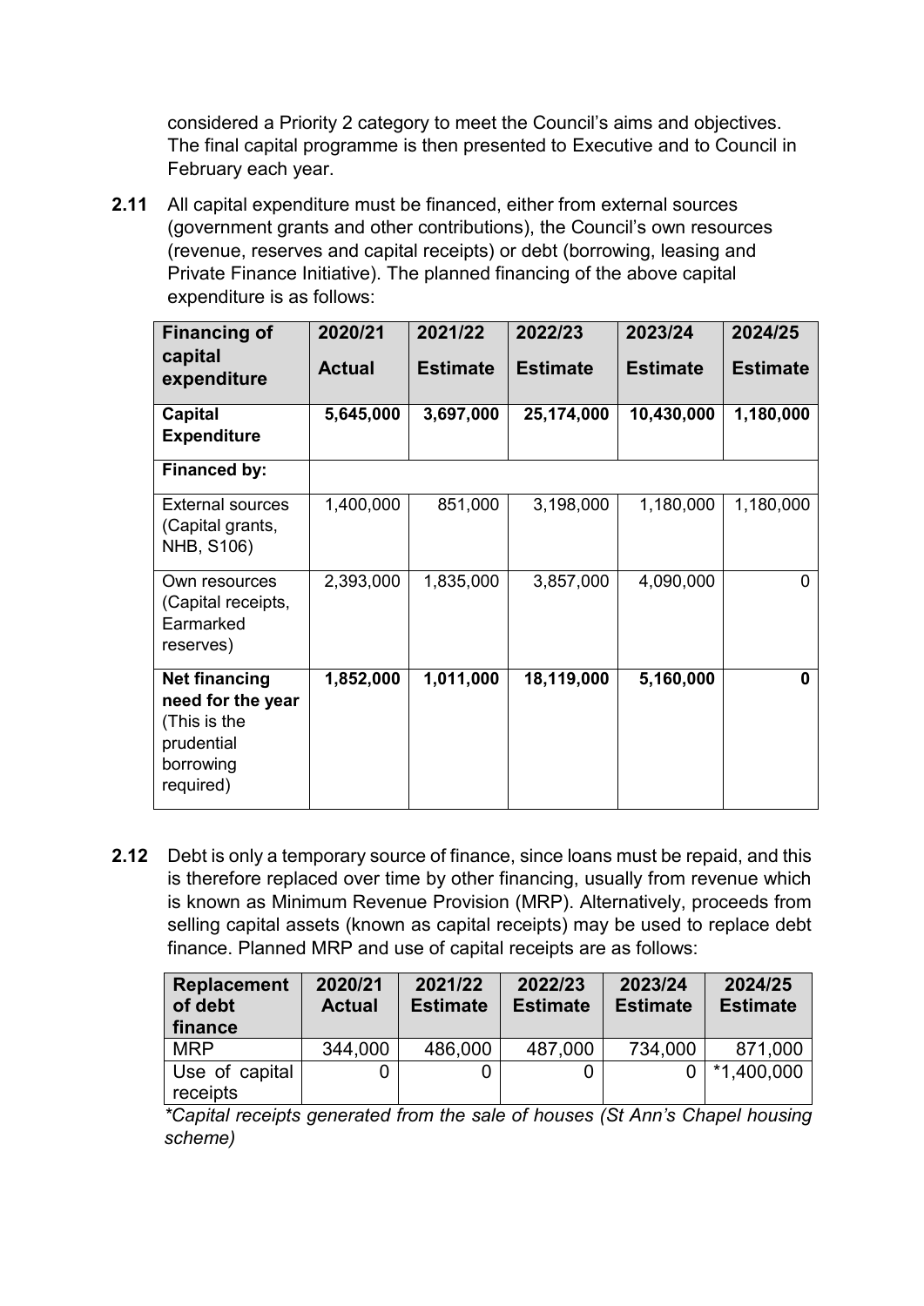considered a Priority 2 category to meet the Council's aims and objectives. The final capital programme is then presented to Executive and to Council in February each year.

**2.11** All capital expenditure must be financed, either from external sources (government grants and other contributions), the Council's own resources (revenue, reserves and capital receipts) or debt (borrowing, leasing and Private Finance Initiative). The planned financing of the above capital expenditure is as follows:

| **Financing of capital expenditure** | **2020/21 Actual** | **2021/22 Estimate** | **2022/23 Estimate** | **2023/24 Estimate** | **2024/25 Estimate** |
|---|---|---|---|---|---|
| **Capital Expenditure** | **5,645,000** | **3,697,000** | **25,174,000** | **10,430,000** | **1,180,000** |
| **Financed by:** | | | | | |
| External sources (Capital grants, NHB, S106) | 1,400,000 | 851,000 | 3,198,000 | 1,180,000 | 1,180,000 |
| Own resources (Capital receipts, Earmarked reserves) | 2,393,000 | 1,835,000 | 3,857,000 | 4,090,000 | 0 |
| **Net financing need for the year** (This is the prudential borrowing required) | **1,852,000** | **1,011,000** | **18,119,000** | **5,160,000** | **0** |

**2.12** Debt is only a temporary source of finance, since loans must be repaid, and this is therefore replaced over time by other financing, usually from revenue which is known as Minimum Revenue Provision (MRP). Alternatively, proceeds from selling capital assets (known as capital receipts) may be used to replace debt finance. Planned MRP and use of capital receipts are as follows:

| **Replacement of debt finance** | **2020/21 Actual** | **2021/22 Estimate** | **2022/23 Estimate** | **2023/24 Estimate** | **2024/25 Estimate** |
|---|---|---|---|---|---|
| MRP | 344,000 | 486,000 | 487,000 | 734,000 | 871,000 |
| Use of capital receipts | 0 | 0 | 0 | 0 | *1,400,000 |

*\*Capital receipts generated from the sale of houses (St Ann's Chapel housing scheme)*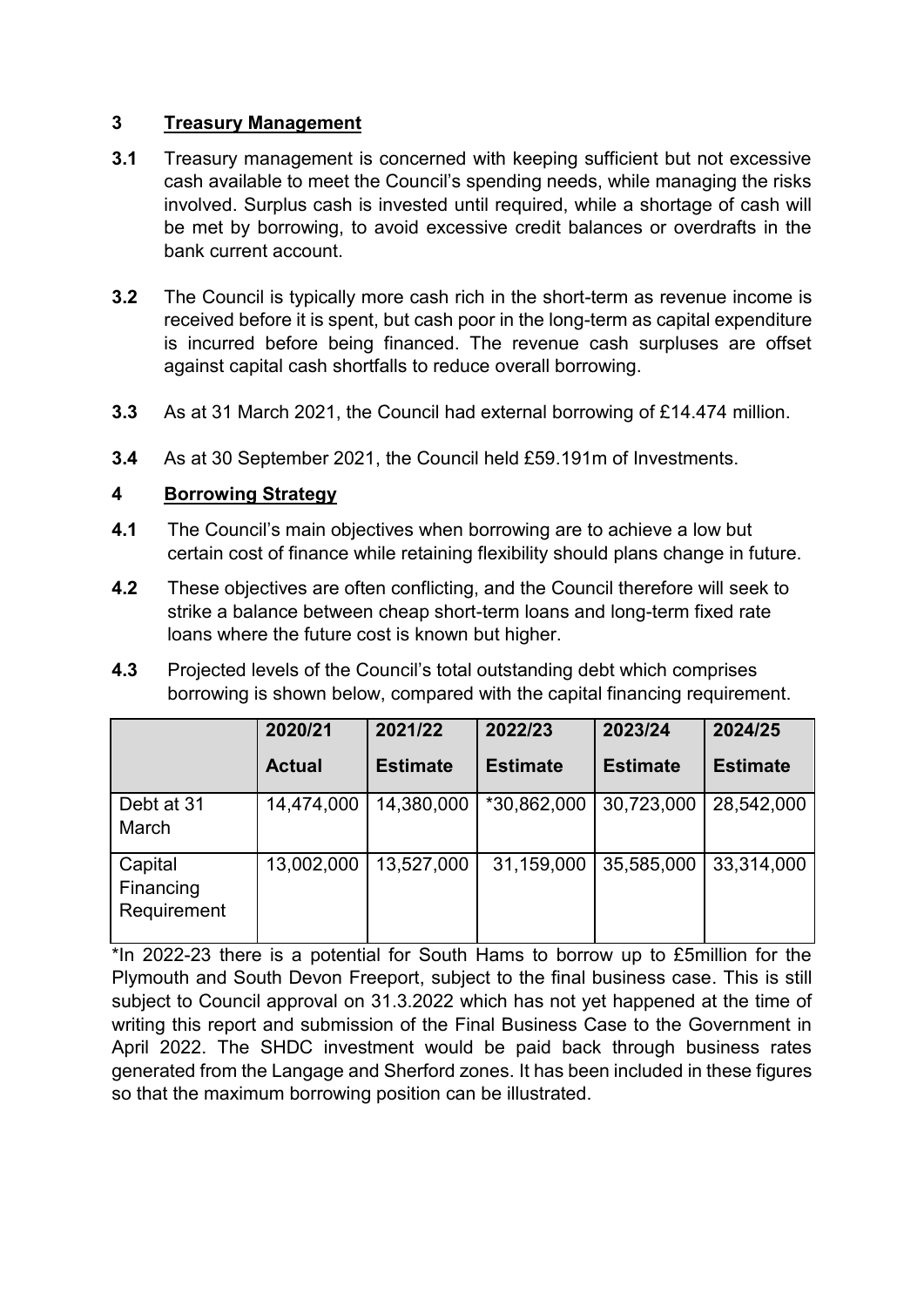## 3 Treasury Management

**3.1** Treasury management is concerned with keeping sufficient but not excessive cash available to meet the Council's spending needs, while managing the risks involved. Surplus cash is invested until required, while a shortage of cash will be met by borrowing, to avoid excessive credit balances or overdrafts in the bank current account.

**3.2** The Council is typically more cash rich in the short-term as revenue income is received before it is spent, but cash poor in the long-term as capital expenditure is incurred before being financed. The revenue cash surpluses are offset against capital cash shortfalls to reduce overall borrowing.

**3.3** As at 31 March 2021, the Council had external borrowing of £14.474 million.

**3.4** As at 30 September 2021, the Council held £59.191m of Investments.

## 4 Borrowing Strategy

**4.1** The Council's main objectives when borrowing are to achieve a low but certain cost of finance while retaining flexibility should plans change in future.

**4.2** These objectives are often conflicting, and the Council therefore will seek to strike a balance between cheap short-term loans and long-term fixed rate loans where the future cost is known but higher.

**4.3** Projected levels of the Council's total outstanding debt which comprises borrowing is shown below, compared with the capital financing requirement.

| | 2020/21 Actual | 2021/22 Estimate | 2022/23 Estimate | 2023/24 Estimate | 2024/25 Estimate |
|---|---|---|---|---|---|
| Debt at 31 March | 14,474,000 | 14,380,000 | *30,862,000 | 30,723,000 | 28,542,000 |
| Capital Financing Requirement | 13,002,000 | 13,527,000 | 31,159,000 | 35,585,000 | 33,314,000 |

*In 2022-23 there is a potential for South Hams to borrow up to £5million for the Plymouth and South Devon Freeport, subject to the final business case. This is still subject to Council approval on 31.3.2022 which has not yet happened at the time of writing this report and submission of the Final Business Case to the Government in April 2022. The SHDC investment would be paid back through business rates generated from the Langage and Sherford zones. It has been included in these figures so that the maximum borrowing position can be illustrated.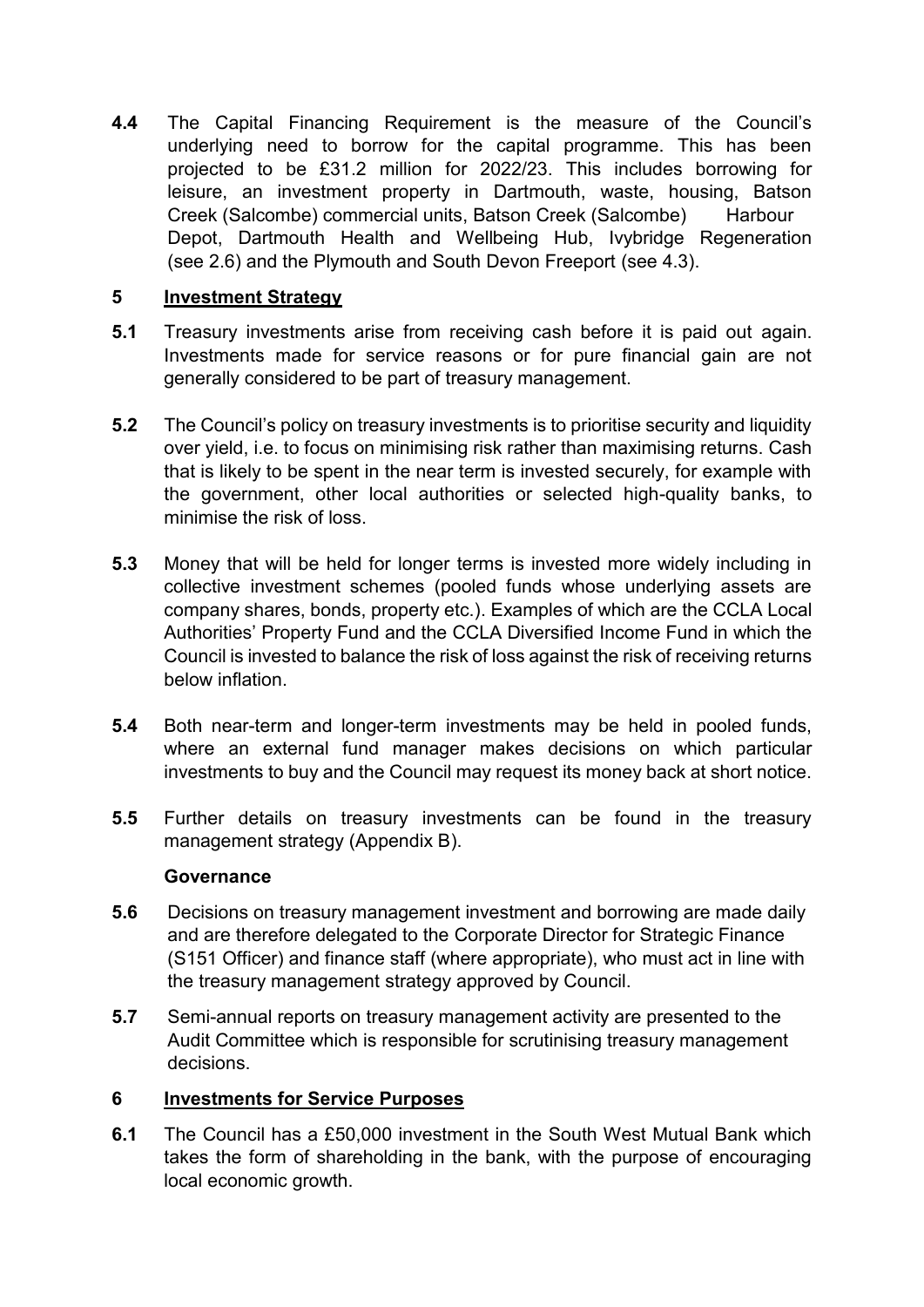**4.4** The Capital Financing Requirement is the measure of the Council's underlying need to borrow for the capital programme. This has been projected to be £31.2 million for 2022/23. This includes borrowing for leisure, an investment property in Dartmouth, waste, housing, Batson Creek (Salcombe) commercial units, Batson Creek (Salcombe) Harbour Depot, Dartmouth Health and Wellbeing Hub, Ivybridge Regeneration (see 2.6) and the Plymouth and South Devon Freeport (see 4.3).

## 5 Investment Strategy

**5.1** Treasury investments arise from receiving cash before it is paid out again. Investments made for service reasons or for pure financial gain are not generally considered to be part of treasury management.

**5.2** The Council's policy on treasury investments is to prioritise security and liquidity over yield, i.e. to focus on minimising risk rather than maximising returns. Cash that is likely to be spent in the near term is invested securely, for example with the government, other local authorities or selected high-quality banks, to minimise the risk of loss.

**5.3** Money that will be held for longer terms is invested more widely including in collective investment schemes (pooled funds whose underlying assets are company shares, bonds, property etc.). Examples of which are the CCLA Local Authorities' Property Fund and the CCLA Diversified Income Fund in which the Council is invested to balance the risk of loss against the risk of receiving returns below inflation.

**5.4** Both near-term and longer-term investments may be held in pooled funds, where an external fund manager makes decisions on which particular investments to buy and the Council may request its money back at short notice.

**5.5** Further details on treasury investments can be found in the treasury management strategy (Appendix B).

### Governance

**5.6** Decisions on treasury management investment and borrowing are made daily and are therefore delegated to the Corporate Director for Strategic Finance (S151 Officer) and finance staff (where appropriate), who must act in line with the treasury management strategy approved by Council.

**5.7** Semi-annual reports on treasury management activity are presented to the Audit Committee which is responsible for scrutinising treasury management decisions.

## 6 Investments for Service Purposes

**6.1** The Council has a £50,000 investment in the South West Mutual Bank which takes the form of shareholding in the bank, with the purpose of encouraging local economic growth.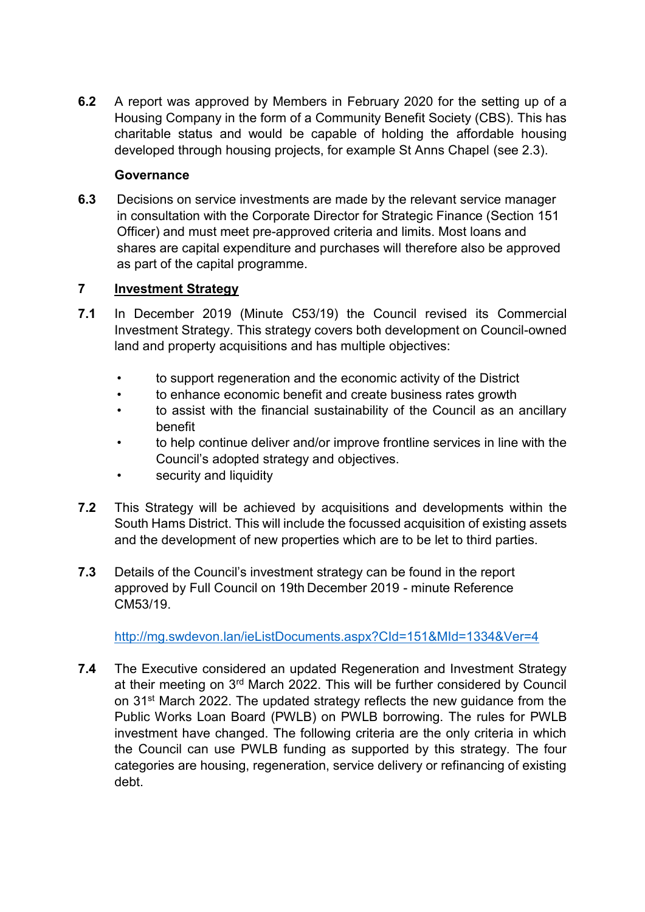**6.2** A report was approved by Members in February 2020 for the setting up of a Housing Company in the form of a Community Benefit Society (CBS). This has charitable status and would be capable of holding the affordable housing developed through housing projects, for example St Anns Chapel (see 2.3).

**Governance**

**6.3** Decisions on service investments are made by the relevant service manager in consultation with the Corporate Director for Strategic Finance (Section 151 Officer) and must meet pre-approved criteria and limits. Most loans and shares are capital expenditure and purchases will therefore also be approved as part of the capital programme.

## 7 Investment Strategy

**7.1** In December 2019 (Minute C53/19) the Council revised its Commercial Investment Strategy. This strategy covers both development on Council-owned land and property acquisitions and has multiple objectives:

- to support regeneration and the economic activity of the District
- to enhance economic benefit and create business rates growth
- to assist with the financial sustainability of the Council as an ancillary benefit
- to help continue deliver and/or improve frontline services in line with the Council's adopted strategy and objectives.
- security and liquidity

**7.2** This Strategy will be achieved by acquisitions and developments within the South Hams District. This will include the focussed acquisition of existing assets and the development of new properties which are to be let to third parties.

**7.3** Details of the Council's investment strategy can be found in the report approved by Full Council on 19th December 2019 - minute Reference CM53/19.

[http://mg.swdevon.lan/ieListDocuments.aspx?CId=151&MId=1334&Ver=4](http://mg.swdevon.lan/ieListDocuments.aspx?CId=151&MId=1334&Ver=4)

**7.4** The Executive considered an updated Regeneration and Investment Strategy at their meeting on 3rd March 2022. This will be further considered by Council on 31st March 2022. The updated strategy reflects the new guidance from the Public Works Loan Board (PWLB) on PWLB borrowing. The rules for PWLB investment have changed. The following criteria are the only criteria in which the Council can use PWLB funding as supported by this strategy. The four categories are housing, regeneration, service delivery or refinancing of existing debt.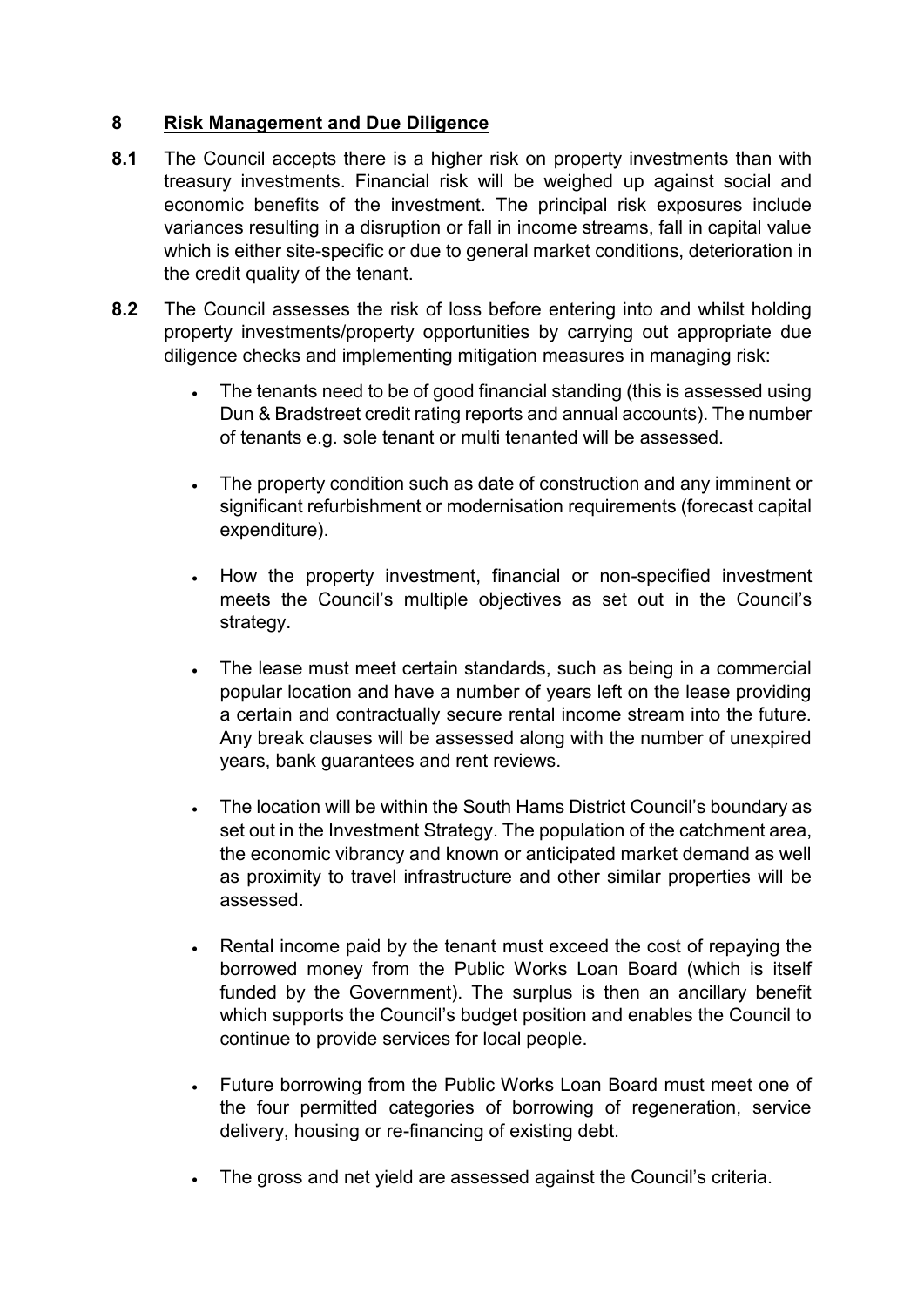## 8 Risk Management and Due Diligence

**8.1** The Council accepts there is a higher risk on property investments than with treasury investments. Financial risk will be weighed up against social and economic benefits of the investment. The principal risk exposures include variances resulting in a disruption or fall in income streams, fall in capital value which is either site-specific or due to general market conditions, deterioration in the credit quality of the tenant.

**8.2** The Council assesses the risk of loss before entering into and whilst holding property investments/property opportunities by carrying out appropriate due diligence checks and implementing mitigation measures in managing risk:

- The tenants need to be of good financial standing (this is assessed using Dun & Bradstreet credit rating reports and annual accounts). The number of tenants e.g. sole tenant or multi tenanted will be assessed.

- The property condition such as date of construction and any imminent or significant refurbishment or modernisation requirements (forecast capital expenditure).

- How the property investment, financial or non-specified investment meets the Council's multiple objectives as set out in the Council's strategy.

- The lease must meet certain standards, such as being in a commercial popular location and have a number of years left on the lease providing a certain and contractually secure rental income stream into the future. Any break clauses will be assessed along with the number of unexpired years, bank guarantees and rent reviews.

- The location will be within the South Hams District Council's boundary as set out in the Investment Strategy. The population of the catchment area, the economic vibrancy and known or anticipated market demand as well as proximity to travel infrastructure and other similar properties will be assessed.

- Rental income paid by the tenant must exceed the cost of repaying the borrowed money from the Public Works Loan Board (which is itself funded by the Government). The surplus is then an ancillary benefit which supports the Council's budget position and enables the Council to continue to provide services for local people.

- Future borrowing from the Public Works Loan Board must meet one of the four permitted categories of borrowing of regeneration, service delivery, housing or re-financing of existing debt.

- The gross and net yield are assessed against the Council's criteria.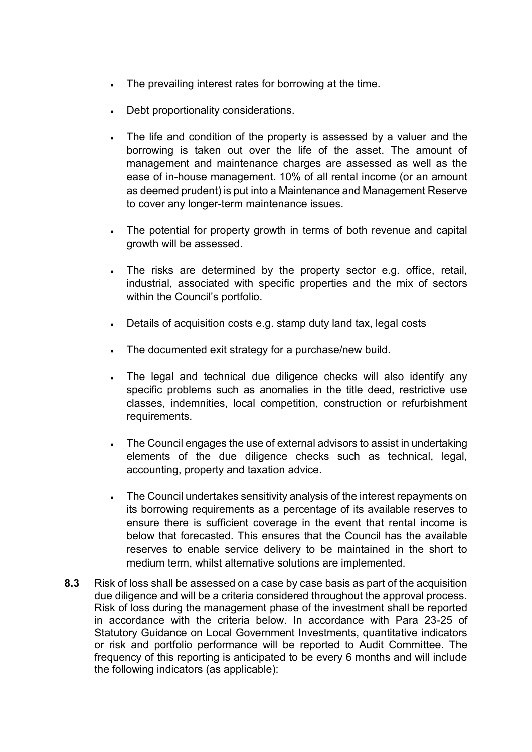- The prevailing interest rates for borrowing at the time.
- Debt proportionality considerations.
- The life and condition of the property is assessed by a valuer and the borrowing is taken out over the life of the asset. The amount of management and maintenance charges are assessed as well as the ease of in-house management. 10% of all rental income (or an amount as deemed prudent) is put into a Maintenance and Management Reserve to cover any longer-term maintenance issues.
- The potential for property growth in terms of both revenue and capital growth will be assessed.
- The risks are determined by the property sector e.g. office, retail, industrial, associated with specific properties and the mix of sectors within the Council's portfolio.
- Details of acquisition costs e.g. stamp duty land tax, legal costs
- The documented exit strategy for a purchase/new build.
- The legal and technical due diligence checks will also identify any specific problems such as anomalies in the title deed, restrictive use classes, indemnities, local competition, construction or refurbishment requirements.
- The Council engages the use of external advisors to assist in undertaking elements of the due diligence checks such as technical, legal, accounting, property and taxation advice.
- The Council undertakes sensitivity analysis of the interest repayments on its borrowing requirements as a percentage of its available reserves to ensure there is sufficient coverage in the event that rental income is below that forecasted. This ensures that the Council has the available reserves to enable service delivery to be maintained in the short to medium term, whilst alternative solutions are implemented.

**8.3** Risk of loss shall be assessed on a case by case basis as part of the acquisition due diligence and will be a criteria considered throughout the approval process. Risk of loss during the management phase of the investment shall be reported in accordance with the criteria below. In accordance with Para 23-25 of Statutory Guidance on Local Government Investments, quantitative indicators or risk and portfolio performance will be reported to Audit Committee. The frequency of this reporting is anticipated to be every 6 months and will include the following indicators (as applicable):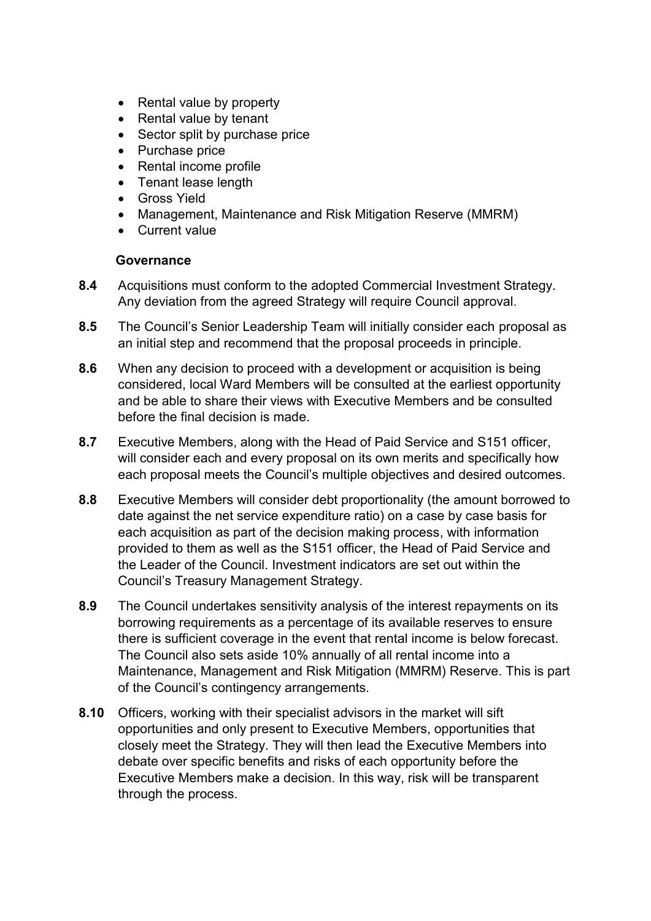- Rental value by property
- Rental value by tenant
- Sector split by purchase price
- Purchase price
- Rental income profile
- Tenant lease length
- Gross Yield
- Management, Maintenance and Risk Mitigation Reserve (MMRM)
- Current value

**Governance**

**8.4** Acquisitions must conform to the adopted Commercial Investment Strategy. Any deviation from the agreed Strategy will require Council approval.

**8.5** The Council's Senior Leadership Team will initially consider each proposal as an initial step and recommend that the proposal proceeds in principle.

**8.6** When any decision to proceed with a development or acquisition is being considered, local Ward Members will be consulted at the earliest opportunity and be able to share their views with Executive Members and be consulted before the final decision is made.

**8.7** Executive Members, along with the Head of Paid Service and S151 officer, will consider each and every proposal on its own merits and specifically how each proposal meets the Council's multiple objectives and desired outcomes.

**8.8** Executive Members will consider debt proportionality (the amount borrowed to date against the net service expenditure ratio) on a case by case basis for each acquisition as part of the decision making process, with information provided to them as well as the S151 officer, the Head of Paid Service and the Leader of the Council. Investment indicators are set out within the Council's Treasury Management Strategy.

**8.9** The Council undertakes sensitivity analysis of the interest repayments on its borrowing requirements as a percentage of its available reserves to ensure there is sufficient coverage in the event that rental income is below forecast. The Council also sets aside 10% annually of all rental income into a Maintenance, Management and Risk Mitigation (MMRM) Reserve. This is part of the Council's contingency arrangements.

**8.10** Officers, working with their specialist advisors in the market will sift opportunities and only present to Executive Members, opportunities that closely meet the Strategy. They will then lead the Executive Members into debate over specific benefits and risks of each opportunity before the Executive Members make a decision. In this way, risk will be transparent through the process.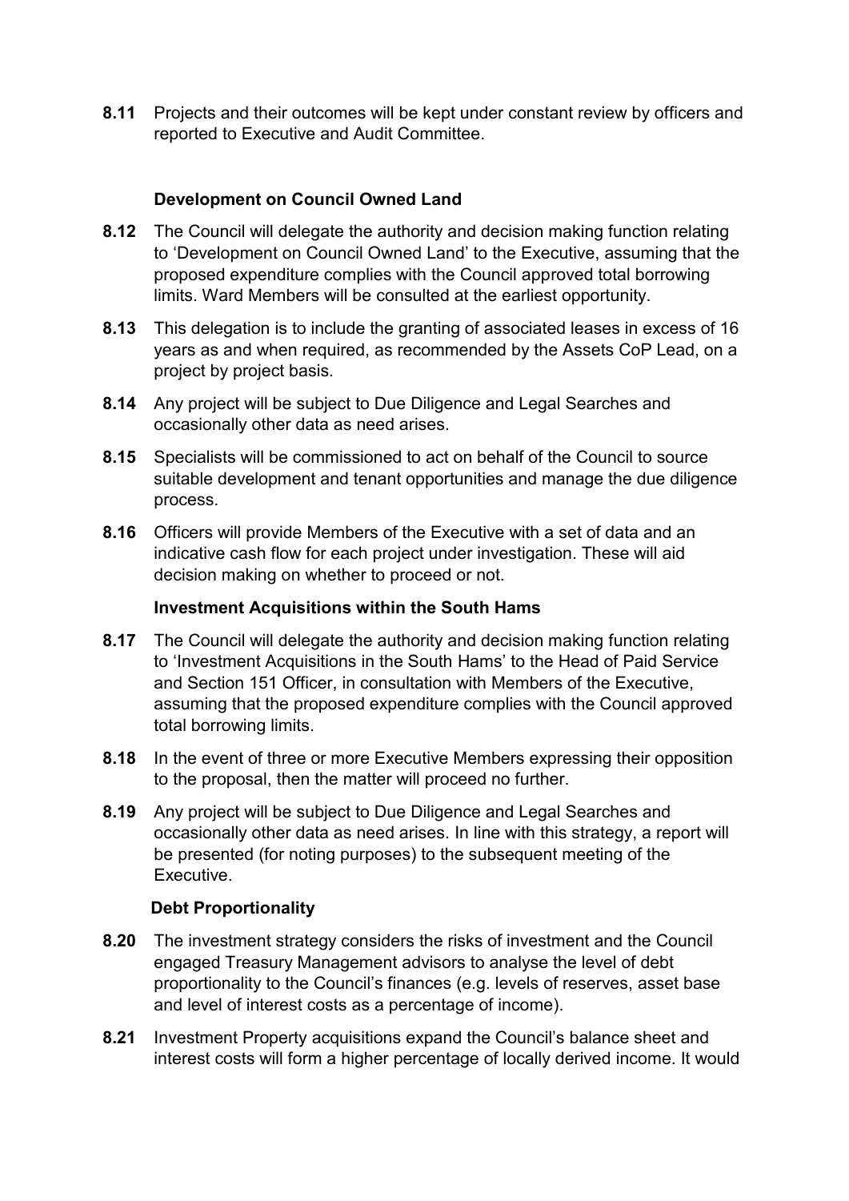**8.11** Projects and their outcomes will be kept under constant review by officers and reported to Executive and Audit Committee.

**Development on Council Owned Land**

**8.12** The Council will delegate the authority and decision making function relating to 'Development on Council Owned Land' to the Executive, assuming that the proposed expenditure complies with the Council approved total borrowing limits. Ward Members will be consulted at the earliest opportunity.

**8.13** This delegation is to include the granting of associated leases in excess of 16 years as and when required, as recommended by the Assets CoP Lead, on a project by project basis.

**8.14** Any project will be subject to Due Diligence and Legal Searches and occasionally other data as need arises.

**8.15** Specialists will be commissioned to act on behalf of the Council to source suitable development and tenant opportunities and manage the due diligence process.

**8.16** Officers will provide Members of the Executive with a set of data and an indicative cash flow for each project under investigation. These will aid decision making on whether to proceed or not.

**Investment Acquisitions within the South Hams**

**8.17** The Council will delegate the authority and decision making function relating to 'Investment Acquisitions in the South Hams' to the Head of Paid Service and Section 151 Officer, in consultation with Members of the Executive, assuming that the proposed expenditure complies with the Council approved total borrowing limits.

**8.18** In the event of three or more Executive Members expressing their opposition to the proposal, then the matter will proceed no further.

**8.19** Any project will be subject to Due Diligence and Legal Searches and occasionally other data as need arises. In line with this strategy, a report will be presented (for noting purposes) to the subsequent meeting of the Executive.

**Debt Proportionality**

**8.20** The investment strategy considers the risks of investment and the Council engaged Treasury Management advisors to analyse the level of debt proportionality to the Council's finances (e.g. levels of reserves, asset base and level of interest costs as a percentage of income).

**8.21** Investment Property acquisitions expand the Council's balance sheet and interest costs will form a higher percentage of locally derived income. It would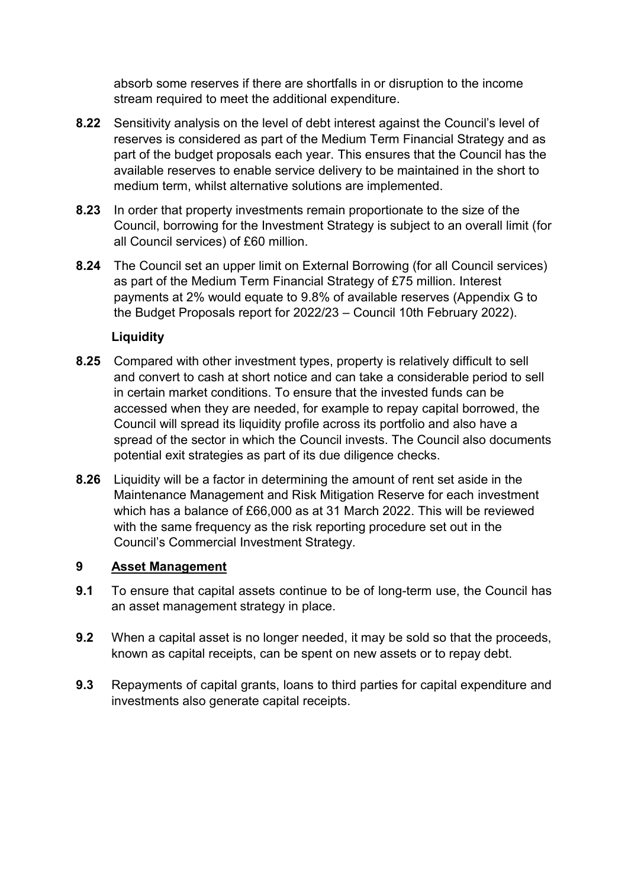absorb some reserves if there are shortfalls in or disruption to the income stream required to meet the additional expenditure.

**8.22** Sensitivity analysis on the level of debt interest against the Council's level of reserves is considered as part of the Medium Term Financial Strategy and as part of the budget proposals each year. This ensures that the Council has the available reserves to enable service delivery to be maintained in the short to medium term, whilst alternative solutions are implemented.

**8.23** In order that property investments remain proportionate to the size of the Council, borrowing for the Investment Strategy is subject to an overall limit (for all Council services) of £60 million.

**8.24** The Council set an upper limit on External Borrowing (for all Council services) as part of the Medium Term Financial Strategy of £75 million. Interest payments at 2% would equate to 9.8% of available reserves (Appendix G to the Budget Proposals report for 2022/23 – Council 10th February 2022).

**Liquidity**

**8.25** Compared with other investment types, property is relatively difficult to sell and convert to cash at short notice and can take a considerable period to sell in certain market conditions. To ensure that the invested funds can be accessed when they are needed, for example to repay capital borrowed, the Council will spread its liquidity profile across its portfolio and also have a spread of the sector in which the Council invests. The Council also documents potential exit strategies as part of its due diligence checks.

**8.26** Liquidity will be a factor in determining the amount of rent set aside in the Maintenance Management and Risk Mitigation Reserve for each investment which has a balance of £66,000 as at 31 March 2022. This will be reviewed with the same frequency as the risk reporting procedure set out in the Council's Commercial Investment Strategy.

## 9 Asset Management

**9.1** To ensure that capital assets continue to be of long-term use, the Council has an asset management strategy in place.

**9.2** When a capital asset is no longer needed, it may be sold so that the proceeds, known as capital receipts, can be spent on new assets or to repay debt.

**9.3** Repayments of capital grants, loans to third parties for capital expenditure and investments also generate capital receipts.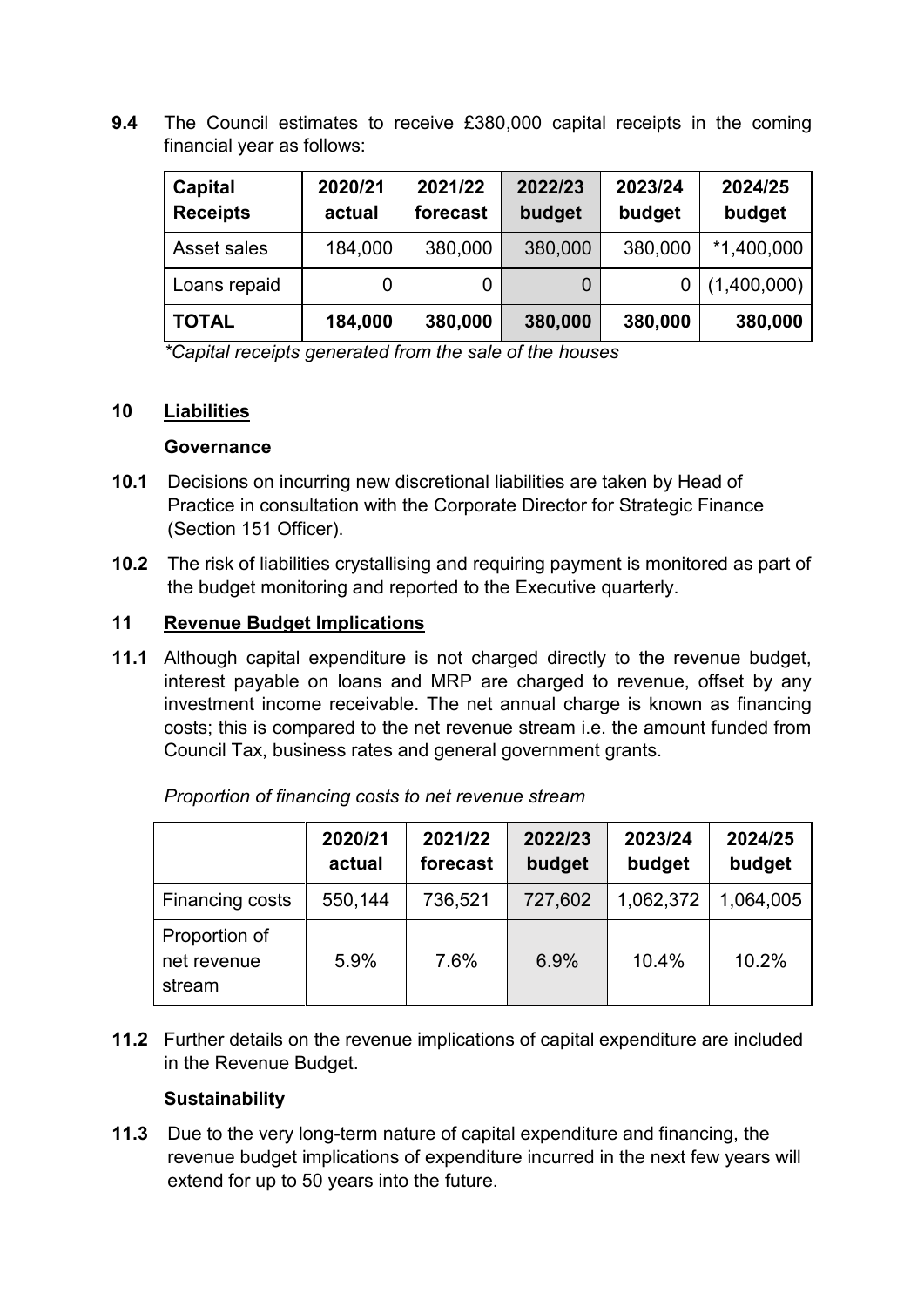**9.4** The Council estimates to receive £380,000 capital receipts in the coming financial year as follows:

| Capital Receipts | 2020/21 actual | 2021/22 forecast | 2022/23 budget | 2023/24 budget | 2024/25 budget |
|---|---|---|---|---|---|
| Asset sales | 184,000 | 380,000 | 380,000 | 380,000 | *1,400,000 |
| Loans repaid | 0 | 0 | 0 | 0 | (1,400,000) |
| **TOTAL** | **184,000** | **380,000** | **380,000** | **380,000** | **380,000** |

*\*Capital receipts generated from the sale of the houses*

## 10 Liabilities

**Governance**

**10.1** Decisions on incurring new discretional liabilities are taken by Head of Practice in consultation with the Corporate Director for Strategic Finance (Section 151 Officer).

**10.2** The risk of liabilities crystallising and requiring payment is monitored as part of the budget monitoring and reported to the Executive quarterly.

## 11 Revenue Budget Implications

**11.1** Although capital expenditure is not charged directly to the revenue budget, interest payable on loans and MRP are charged to revenue, offset by any investment income receivable. The net annual charge is known as financing costs; this is compared to the net revenue stream i.e. the amount funded from Council Tax, business rates and general government grants.

*Proportion of financing costs to net revenue stream*

| | 2020/21 actual | 2021/22 forecast | 2022/23 budget | 2023/24 budget | 2024/25 budget |
|---|---|---|---|---|---|
| Financing costs | 550,144 | 736,521 | 727,602 | 1,062,372 | 1,064,005 |
| Proportion of net revenue stream | 5.9% | 7.6% | 6.9% | 10.4% | 10.2% |

**11.2** Further details on the revenue implications of capital expenditure are included in the Revenue Budget.

**Sustainability**

**11.3** Due to the very long-term nature of capital expenditure and financing, the revenue budget implications of expenditure incurred in the next few years will extend for up to 50 years into the future.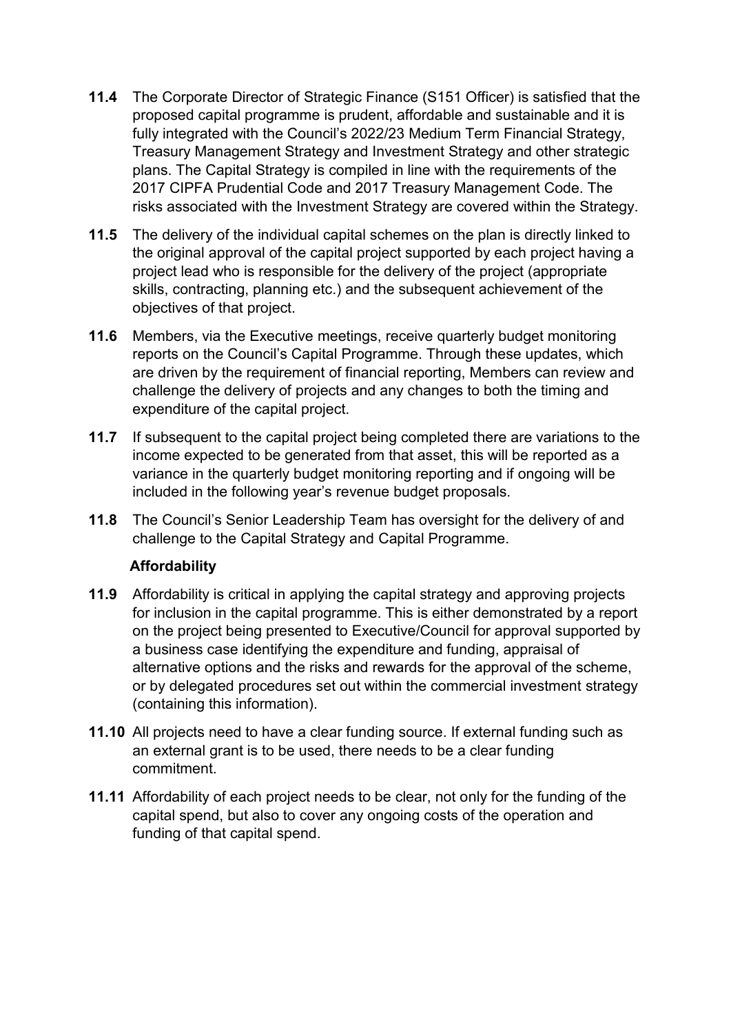**11.4** The Corporate Director of Strategic Finance (S151 Officer) is satisfied that the proposed capital programme is prudent, affordable and sustainable and it is fully integrated with the Council's 2022/23 Medium Term Financial Strategy, Treasury Management Strategy and Investment Strategy and other strategic plans. The Capital Strategy is compiled in line with the requirements of the 2017 CIPFA Prudential Code and 2017 Treasury Management Code. The risks associated with the Investment Strategy are covered within the Strategy.

**11.5** The delivery of the individual capital schemes on the plan is directly linked to the original approval of the capital project supported by each project having a project lead who is responsible for the delivery of the project (appropriate skills, contracting, planning etc.) and the subsequent achievement of the objectives of that project.

**11.6** Members, via the Executive meetings, receive quarterly budget monitoring reports on the Council's Capital Programme. Through these updates, which are driven by the requirement of financial reporting, Members can review and challenge the delivery of projects and any changes to both the timing and expenditure of the capital project.

**11.7** If subsequent to the capital project being completed there are variations to the income expected to be generated from that asset, this will be reported as a variance in the quarterly budget monitoring reporting and if ongoing will be included in the following year's revenue budget proposals.

**11.8** The Council's Senior Leadership Team has oversight for the delivery of and challenge to the Capital Strategy and Capital Programme.

**Affordability**

**11.9** Affordability is critical in applying the capital strategy and approving projects for inclusion in the capital programme. This is either demonstrated by a report on the project being presented to Executive/Council for approval supported by a business case identifying the expenditure and funding, appraisal of alternative options and the risks and rewards for the approval of the scheme, or by delegated procedures set out within the commercial investment strategy (containing this information).

**11.10** All projects need to have a clear funding source. If external funding such as an external grant is to be used, there needs to be a clear funding commitment.

**11.11** Affordability of each project needs to be clear, not only for the funding of the capital spend, but also to cover any ongoing costs of the operation and funding of that capital spend.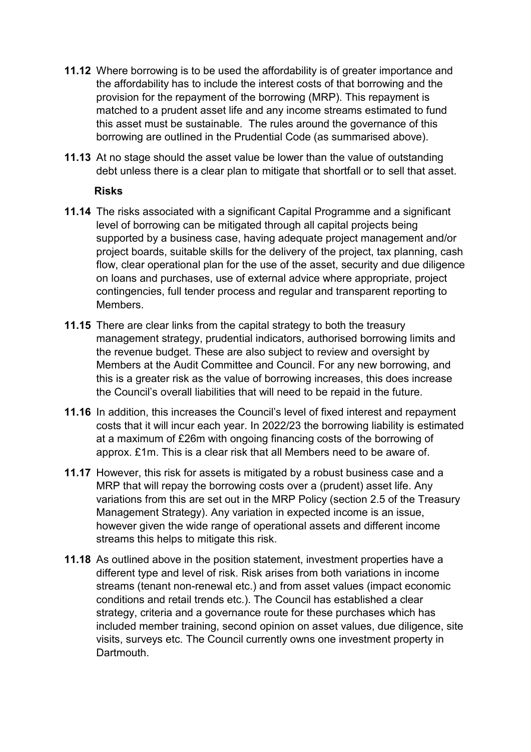**11.12** Where borrowing is to be used the affordability is of greater importance and the affordability has to include the interest costs of that borrowing and the provision for the repayment of the borrowing (MRP). This repayment is matched to a prudent asset life and any income streams estimated to fund this asset must be sustainable. The rules around the governance of this borrowing are outlined in the Prudential Code (as summarised above).

**11.13** At no stage should the asset value be lower than the value of outstanding debt unless there is a clear plan to mitigate that shortfall or to sell that asset.

**Risks**

**11.14** The risks associated with a significant Capital Programme and a significant level of borrowing can be mitigated through all capital projects being supported by a business case, having adequate project management and/or project boards, suitable skills for the delivery of the project, tax planning, cash flow, clear operational plan for the use of the asset, security and due diligence on loans and purchases, use of external advice where appropriate, project contingencies, full tender process and regular and transparent reporting to Members.

**11.15** There are clear links from the capital strategy to both the treasury management strategy, prudential indicators, authorised borrowing limits and the revenue budget. These are also subject to review and oversight by Members at the Audit Committee and Council. For any new borrowing, and this is a greater risk as the value of borrowing increases, this does increase the Council's overall liabilities that will need to be repaid in the future.

**11.16** In addition, this increases the Council's level of fixed interest and repayment costs that it will incur each year. In 2022/23 the borrowing liability is estimated at a maximum of £26m with ongoing financing costs of the borrowing of approx. £1m. This is a clear risk that all Members need to be aware of.

**11.17** However, this risk for assets is mitigated by a robust business case and a MRP that will repay the borrowing costs over a (prudent) asset life. Any variations from this are set out in the MRP Policy (section 2.5 of the Treasury Management Strategy). Any variation in expected income is an issue, however given the wide range of operational assets and different income streams this helps to mitigate this risk.

**11.18** As outlined above in the position statement, investment properties have a different type and level of risk. Risk arises from both variations in income streams (tenant non-renewal etc.) and from asset values (impact economic conditions and retail trends etc.). The Council has established a clear strategy, criteria and a governance route for these purchases which has included member training, second opinion on asset values, due diligence, site visits, surveys etc. The Council currently owns one investment property in Dartmouth.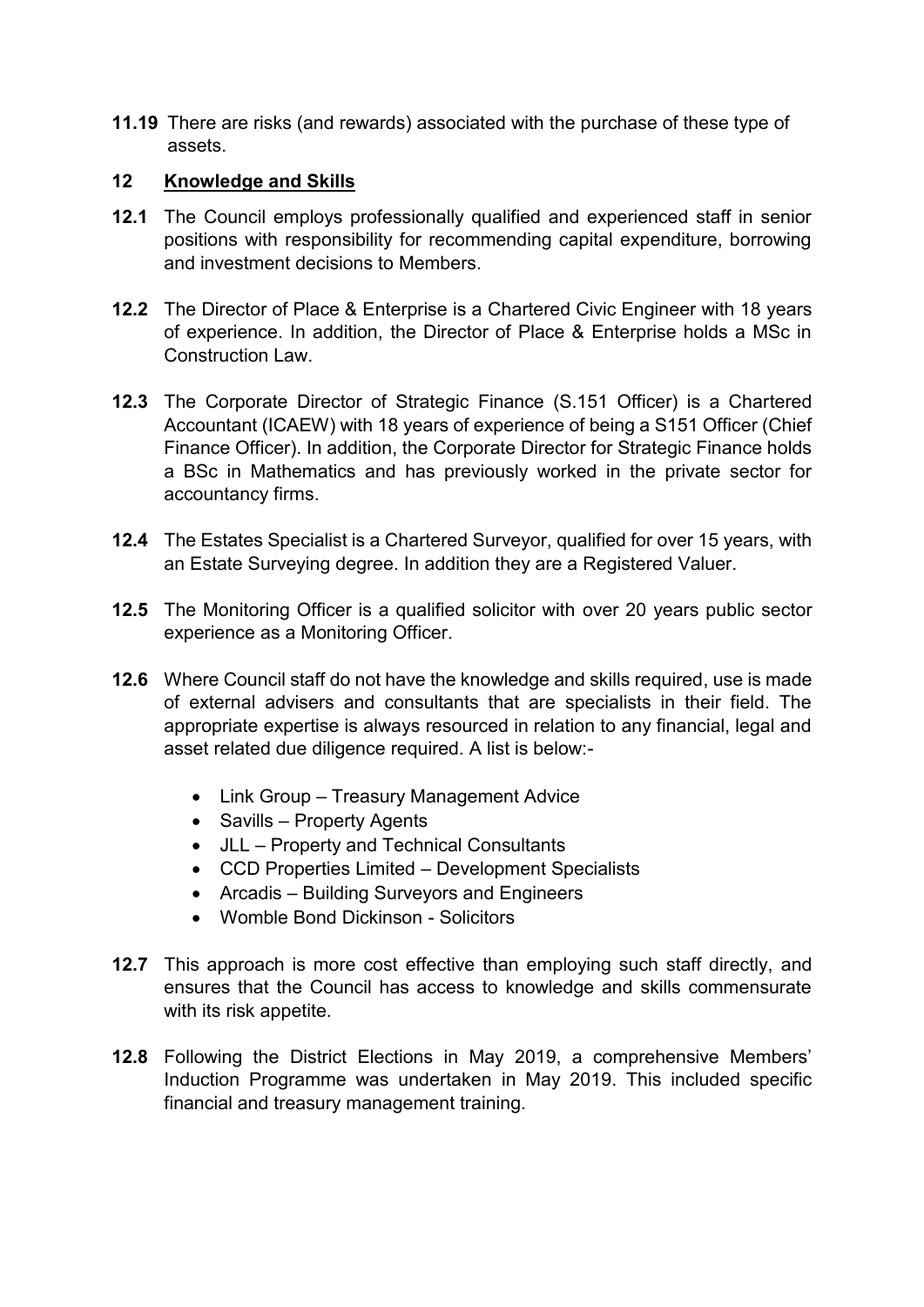**11.19** There are risks (and rewards) associated with the purchase of these type of assets.

## 12 Knowledge and Skills

**12.1** The Council employs professionally qualified and experienced staff in senior positions with responsibility for recommending capital expenditure, borrowing and investment decisions to Members.

**12.2** The Director of Place & Enterprise is a Chartered Civic Engineer with 18 years of experience. In addition, the Director of Place & Enterprise holds a MSc in Construction Law.

**12.3** The Corporate Director of Strategic Finance (S.151 Officer) is a Chartered Accountant (ICAEW) with 18 years of experience of being a S151 Officer (Chief Finance Officer). In addition, the Corporate Director for Strategic Finance holds a BSc in Mathematics and has previously worked in the private sector for accountancy firms.

**12.4** The Estates Specialist is a Chartered Surveyor, qualified for over 15 years, with an Estate Surveying degree. In addition they are a Registered Valuer.

**12.5** The Monitoring Officer is a qualified solicitor with over 20 years public sector experience as a Monitoring Officer.

**12.6** Where Council staff do not have the knowledge and skills required, use is made of external advisers and consultants that are specialists in their field. The appropriate expertise is always resourced in relation to any financial, legal and asset related due diligence required. A list is below:-

- Link Group – Treasury Management Advice
- Savills – Property Agents
- JLL – Property and Technical Consultants
- CCD Properties Limited – Development Specialists
- Arcadis – Building Surveyors and Engineers
- Womble Bond Dickinson - Solicitors

**12.7** This approach is more cost effective than employing such staff directly, and ensures that the Council has access to knowledge and skills commensurate with its risk appetite.

**12.8** Following the District Elections in May 2019, a comprehensive Members' Induction Programme was undertaken in May 2019. This included specific financial and treasury management training.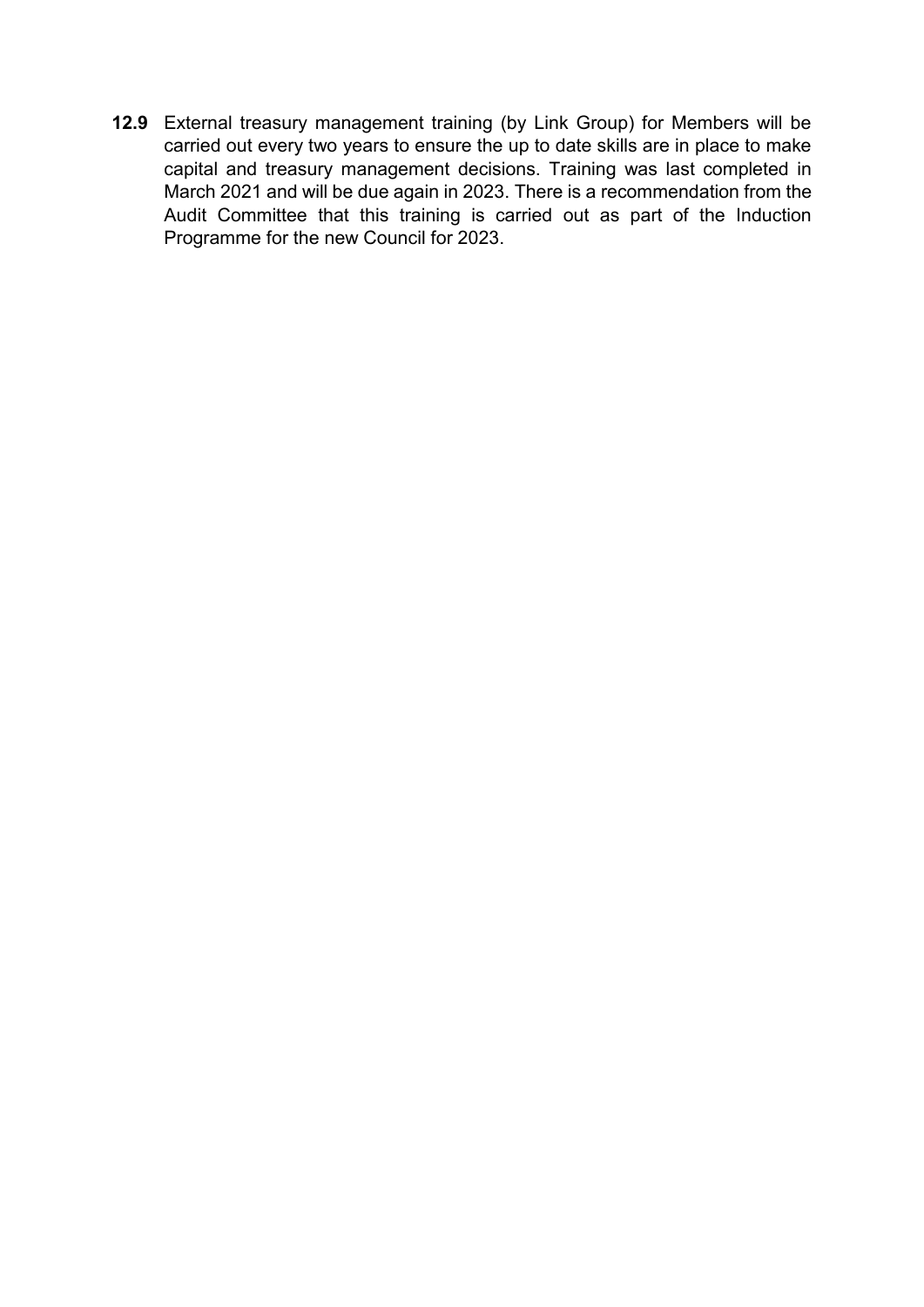**12.9** External treasury management training (by Link Group) for Members will be carried out every two years to ensure the up to date skills are in place to make capital and treasury management decisions. Training was last completed in March 2021 and will be due again in 2023. There is a recommendation from the Audit Committee that this training is carried out as part of the Induction Programme for the new Council for 2023.